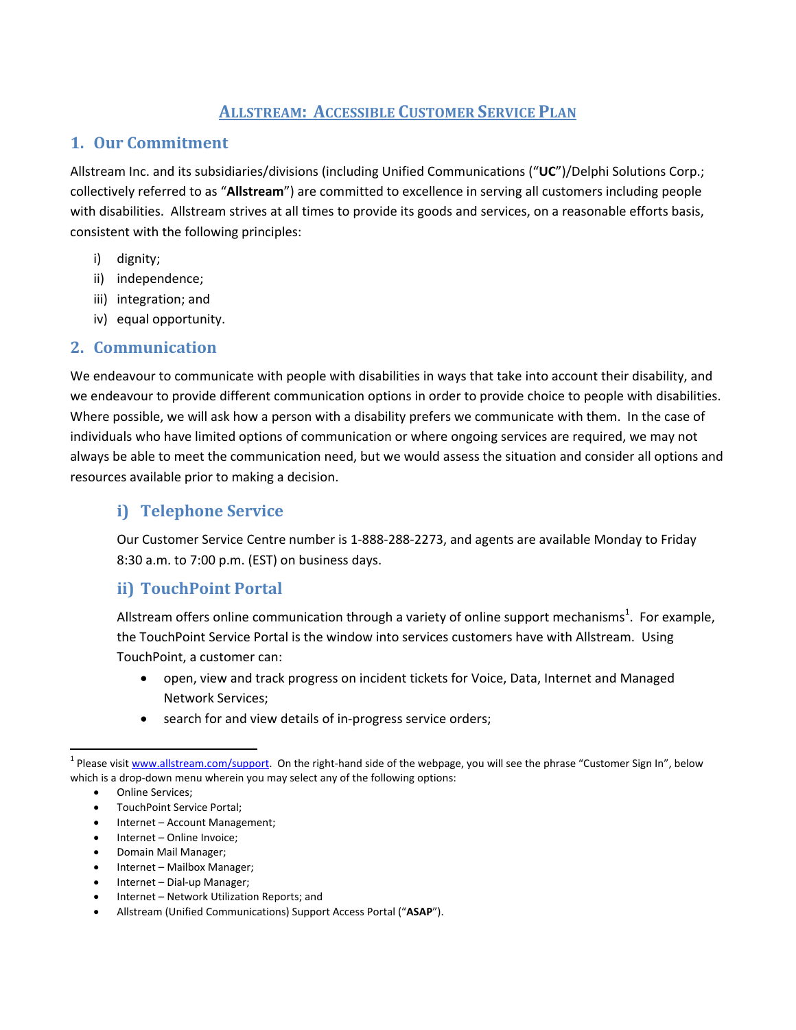# ALLSTREAM: ACCESSIBLE CUSTOMER SERVICE PLAN

## 1. Our Commitment

Allstream Inc. and its subsidiaries/divisions (including Unified Communications ("**UC**")/Delphi Solutions Corp.; collectively referred to as "**Allstream**") are committed to excellence in serving all customers including people with disabilities. Allstream strives at all times to provide its goods and services, on a reasonable efforts basis, consistent with the following principles:

i) dignity;
ii) independence;
iii) integration; and
iv) equal opportunity.

## 2. Communication

We endeavour to communicate with people with disabilities in ways that take into account their disability, and we endeavour to provide different communication options in order to provide choice to people with disabilities. Where possible, we will ask how a person with a disability prefers we communicate with them. In the case of individuals who have limited options of communication or where ongoing services are required, we may not always be able to meet the communication need, but we would assess the situation and consider all options and resources available prior to making a decision.

### i) Telephone Service

Our Customer Service Centre number is 1-888-288-2273, and agents are available Monday to Friday 8:30 a.m. to 7:00 p.m. (EST) on business days.

### ii) TouchPoint Portal

Allstream offers online communication through a variety of online support mechanisms[1]. For example, the TouchPoint Service Portal is the window into services customers have with Allstream. Using TouchPoint, a customer can:

- open, view and track progress on incident tickets for Voice, Data, Internet and Managed Network Services;
- search for and view details of in-progress service orders;

---

[1] Please visit www.allstream.com/support. On the right-hand side of the webpage, you will see the phrase "Customer Sign In", below which is a drop-down menu wherein you may select any of the following options:

- Online Services;
- TouchPoint Service Portal;
- Internet – Account Management;
- Internet – Online Invoice;
- Domain Mail Manager;
- Internet – Mailbox Manager;
- Internet – Dial-up Manager;
- Internet – Network Utilization Reports; and
- Allstream (Unified Communications) Support Access Portal ("**ASAP**").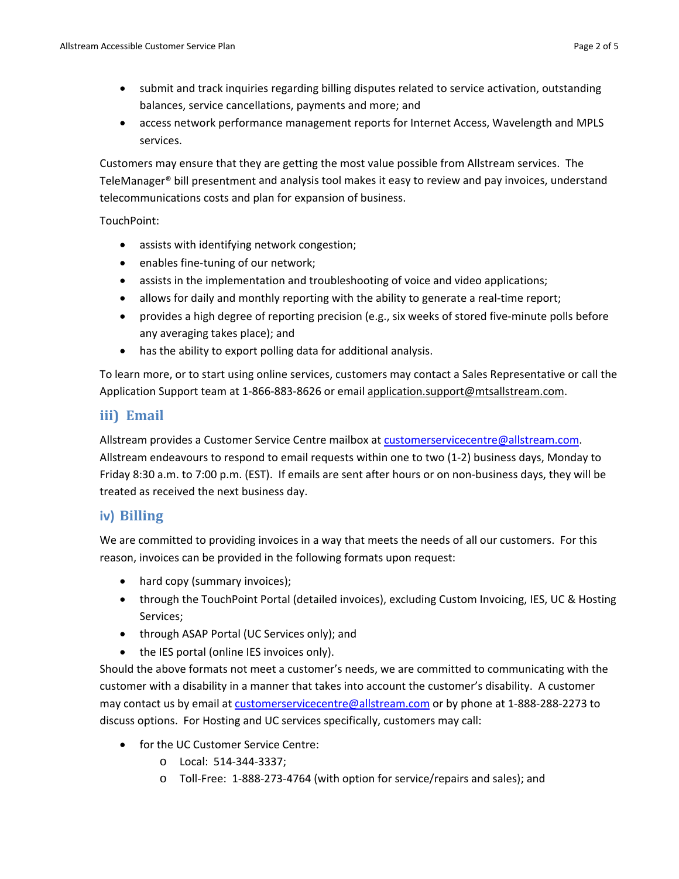- submit and track inquiries regarding billing disputes related to service activation, outstanding balances, service cancellations, payments and more; and
- access network performance management reports for Internet Access, Wavelength and MPLS services.

Customers may ensure that they are getting the most value possible from Allstream services. The TeleManager® bill presentment and analysis tool makes it easy to review and pay invoices, understand telecommunications costs and plan for expansion of business.

TouchPoint:

- assists with identifying network congestion;
- enables fine-tuning of our network;
- assists in the implementation and troubleshooting of voice and video applications;
- allows for daily and monthly reporting with the ability to generate a real-time report;
- provides a high degree of reporting precision (e.g., six weeks of stored five-minute polls before any averaging takes place); and
- has the ability to export polling data for additional analysis.

To learn more, or to start using online services, customers may contact a Sales Representative or call the Application Support team at 1-866-883-8626 or email application.support@mtsallstream.com.

## iii) Email

Allstream provides a Customer Service Centre mailbox at customerservicecentre@allstream.com. Allstream endeavours to respond to email requests within one to two (1-2) business days, Monday to Friday 8:30 a.m. to 7:00 p.m. (EST). If emails are sent after hours or on non-business days, they will be treated as received the next business day.

## iv) Billing

We are committed to providing invoices in a way that meets the needs of all our customers. For this reason, invoices can be provided in the following formats upon request:

- hard copy (summary invoices);
- through the TouchPoint Portal (detailed invoices), excluding Custom Invoicing, IES, UC & Hosting Services;
- through ASAP Portal (UC Services only); and
- the IES portal (online IES invoices only).

Should the above formats not meet a customer's needs, we are committed to communicating with the customer with a disability in a manner that takes into account the customer's disability. A customer may contact us by email at customerservicecentre@allstream.com or by phone at 1-888-288-2273 to discuss options. For Hosting and UC services specifically, customers may call:

- for the UC Customer Service Centre:
  - Local: 514-344-3337;
  - Toll-Free: 1-888-273-4764 (with option for service/repairs and sales); and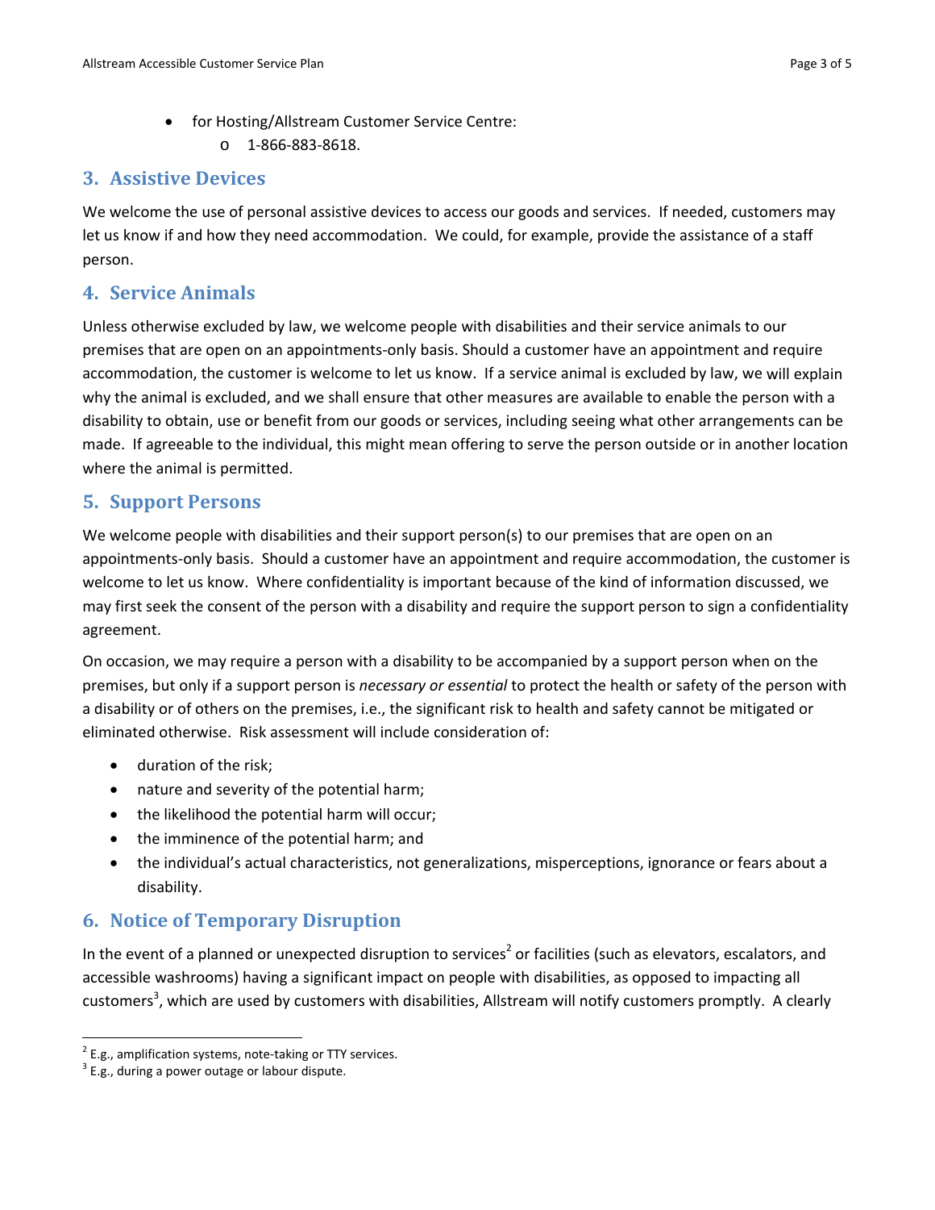- for Hosting/Allstream Customer Service Centre:
    - 1-866-883-8618.

## 3. Assistive Devices

We welcome the use of personal assistive devices to access our goods and services. If needed, customers may let us know if and how they need accommodation. We could, for example, provide the assistance of a staff person.

## 4. Service Animals

Unless otherwise excluded by law, we welcome people with disabilities and their service animals to our premises that are open on an appointments-only basis. Should a customer have an appointment and require accommodation, the customer is welcome to let us know. If a service animal is excluded by law, we will explain why the animal is excluded, and we shall ensure that other measures are available to enable the person with a disability to obtain, use or benefit from our goods or services, including seeing what other arrangements can be made. If agreeable to the individual, this might mean offering to serve the person outside or in another location where the animal is permitted.

## 5. Support Persons

We welcome people with disabilities and their support person(s) to our premises that are open on an appointments-only basis. Should a customer have an appointment and require accommodation, the customer is welcome to let us know. Where confidentiality is important because of the kind of information discussed, we may first seek the consent of the person with a disability and require the support person to sign a confidentiality agreement.

On occasion, we may require a person with a disability to be accompanied by a support person when on the premises, but only if a support person is *necessary or essential* to protect the health or safety of the person with a disability or of others on the premises, i.e., the significant risk to health and safety cannot be mitigated or eliminated otherwise. Risk assessment will include consideration of:

- duration of the risk;
- nature and severity of the potential harm;
- the likelihood the potential harm will occur;
- the imminence of the potential harm; and
- the individual's actual characteristics, not generalizations, misperceptions, ignorance or fears about a disability.

## 6. Notice of Temporary Disruption

In the event of a planned or unexpected disruption to services[2] or facilities (such as elevators, escalators, and accessible washrooms) having a significant impact on people with disabilities, as opposed to impacting all customers[3], which are used by customers with disabilities, Allstream will notify customers promptly. A clearly

[2] E.g., amplification systems, note-taking or TTY services.

[3] E.g., during a power outage or labour dispute.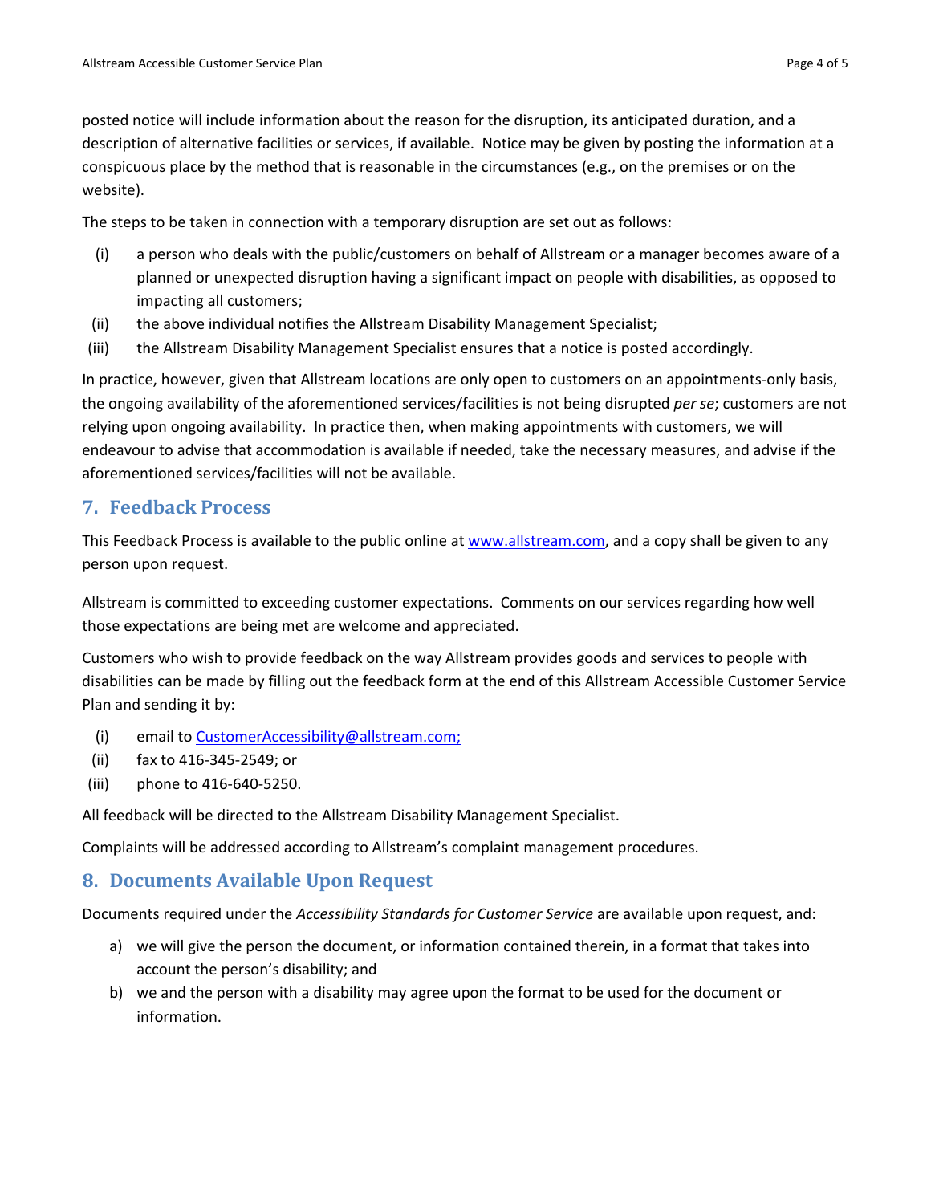posted notice will include information about the reason for the disruption, its anticipated duration, and a description of alternative facilities or services, if available. Notice may be given by posting the information at a conspicuous place by the method that is reasonable in the circumstances (e.g., on the premises or on the website).

The steps to be taken in connection with a temporary disruption are set out as follows:

(i) a person who deals with the public/customers on behalf of Allstream or a manager becomes aware of a planned or unexpected disruption having a significant impact on people with disabilities, as opposed to impacting all customers;

(ii) the above individual notifies the Allstream Disability Management Specialist;

(iii) the Allstream Disability Management Specialist ensures that a notice is posted accordingly.

In practice, however, given that Allstream locations are only open to customers on an appointments-only basis, the ongoing availability of the aforementioned services/facilities is not being disrupted *per se*; customers are not relying upon ongoing availability. In practice then, when making appointments with customers, we will endeavour to advise that accommodation is available if needed, take the necessary measures, and advise if the aforementioned services/facilities will not be available.

## 7. Feedback Process

This Feedback Process is available to the public online at [www.allstream.com](www.allstream.com), and a copy shall be given to any person upon request.

Allstream is committed to exceeding customer expectations. Comments on our services regarding how well those expectations are being met are welcome and appreciated.

Customers who wish to provide feedback on the way Allstream provides goods and services to people with disabilities can be made by filling out the feedback form at the end of this Allstream Accessible Customer Service Plan and sending it by:

(i) email to CustomerAccessibility@allstream.com;

(ii) fax to 416-345-2549; or

(iii) phone to 416-640-5250.

All feedback will be directed to the Allstream Disability Management Specialist.

Complaints will be addressed according to Allstream's complaint management procedures.

## 8. Documents Available Upon Request

Documents required under the *Accessibility Standards for Customer Service* are available upon request, and:

a) we will give the person the document, or information contained therein, in a format that takes into account the person's disability; and

b) we and the person with a disability may agree upon the format to be used for the document or information.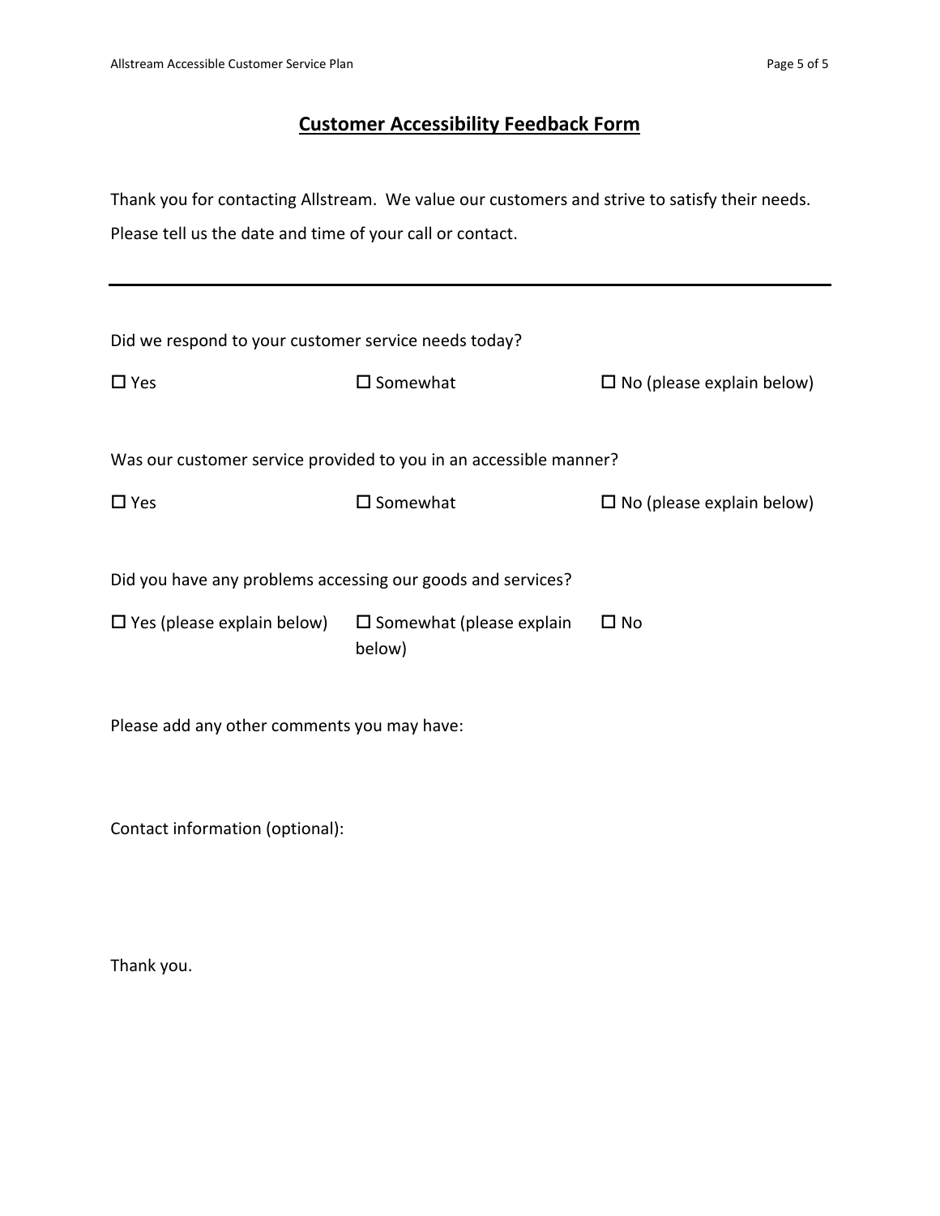# Customer Accessibility Feedback Form

Thank you for contacting Allstream. We value our customers and strive to satisfy their needs. Please tell us the date and time of your call or contact.

---

Did we respond to your customer service needs today?

☐ Yes ☐ Somewhat ☐ No (please explain below)

Was our customer service provided to you in an accessible manner?

☐ Yes ☐ Somewhat ☐ No (please explain below)

Did you have any problems accessing our goods and services?

☐ Yes (please explain below) ☐ Somewhat (please explain below) ☐ No

Please add any other comments you may have:

Contact information (optional):

Thank you.